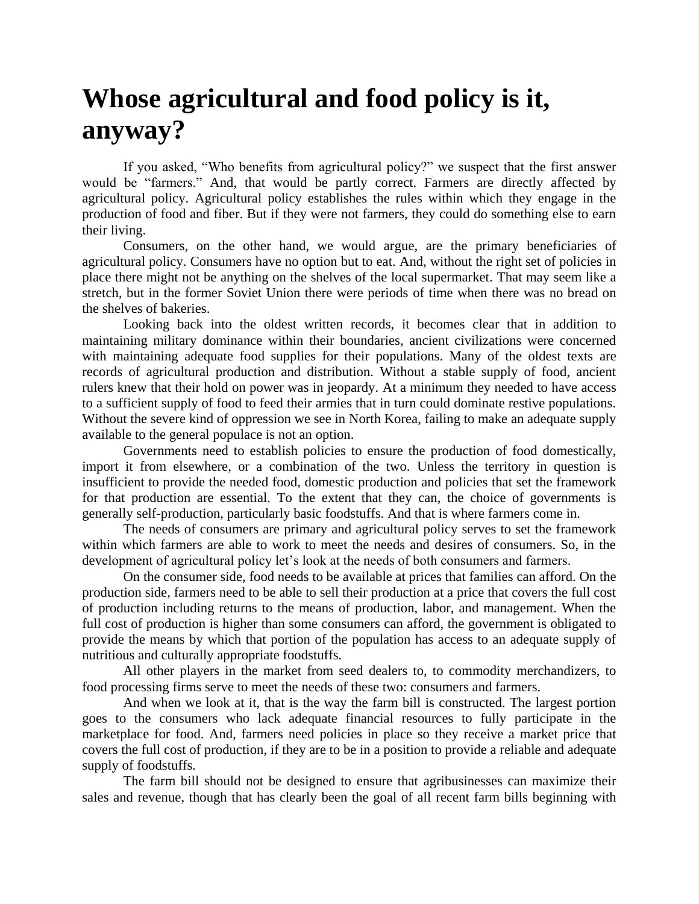# Whose agricultural and food policy is it, anyway?

If you asked, “Who benefits from agricultural policy?” we suspect that the first answer would be “farmers.” And, that would be partly correct. Farmers are directly affected by agricultural policy. Agricultural policy establishes the rules within which they engage in the production of food and fiber. But if they were not farmers, they could do something else to earn their living.

Consumers, on the other hand, we would argue, are the primary beneficiaries of agricultural policy. Consumers have no option but to eat. And, without the right set of policies in place there might not be anything on the shelves of the local supermarket. That may seem like a stretch, but in the former Soviet Union there were periods of time when there was no bread on the shelves of bakeries.

Looking back into the oldest written records, it becomes clear that in addition to maintaining military dominance within their boundaries, ancient civilizations were concerned with maintaining adequate food supplies for their populations. Many of the oldest texts are records of agricultural production and distribution. Without a stable supply of food, ancient rulers knew that their hold on power was in jeopardy. At a minimum they needed to have access to a sufficient supply of food to feed their armies that in turn could dominate restive populations. Without the severe kind of oppression we see in North Korea, failing to make an adequate supply available to the general populace is not an option.

Governments need to establish policies to ensure the production of food domestically, import it from elsewhere, or a combination of the two. Unless the territory in question is insufficient to provide the needed food, domestic production and policies that set the framework for that production are essential. To the extent that they can, the choice of governments is generally self-production, particularly basic foodstuffs. And that is where farmers come in.

The needs of consumers are primary and agricultural policy serves to set the framework within which farmers are able to work to meet the needs and desires of consumers. So, in the development of agricultural policy let’s look at the needs of both consumers and farmers.

On the consumer side, food needs to be available at prices that families can afford. On the production side, farmers need to be able to sell their production at a price that covers the full cost of production including returns to the means of production, labor, and management. When the full cost of production is higher than some consumers can afford, the government is obligated to provide the means by which that portion of the population has access to an adequate supply of nutritious and culturally appropriate foodstuffs.

All other players in the market from seed dealers to, to commodity merchandizers, to food processing firms serve to meet the needs of these two: consumers and farmers.

And when we look at it, that is the way the farm bill is constructed. The largest portion goes to the consumers who lack adequate financial resources to fully participate in the marketplace for food. And, farmers need policies in place so they receive a market price that covers the full cost of production, if they are to be in a position to provide a reliable and adequate supply of foodstuffs.

The farm bill should not be designed to ensure that agribusinesses can maximize their sales and revenue, though that has clearly been the goal of all recent farm bills beginning with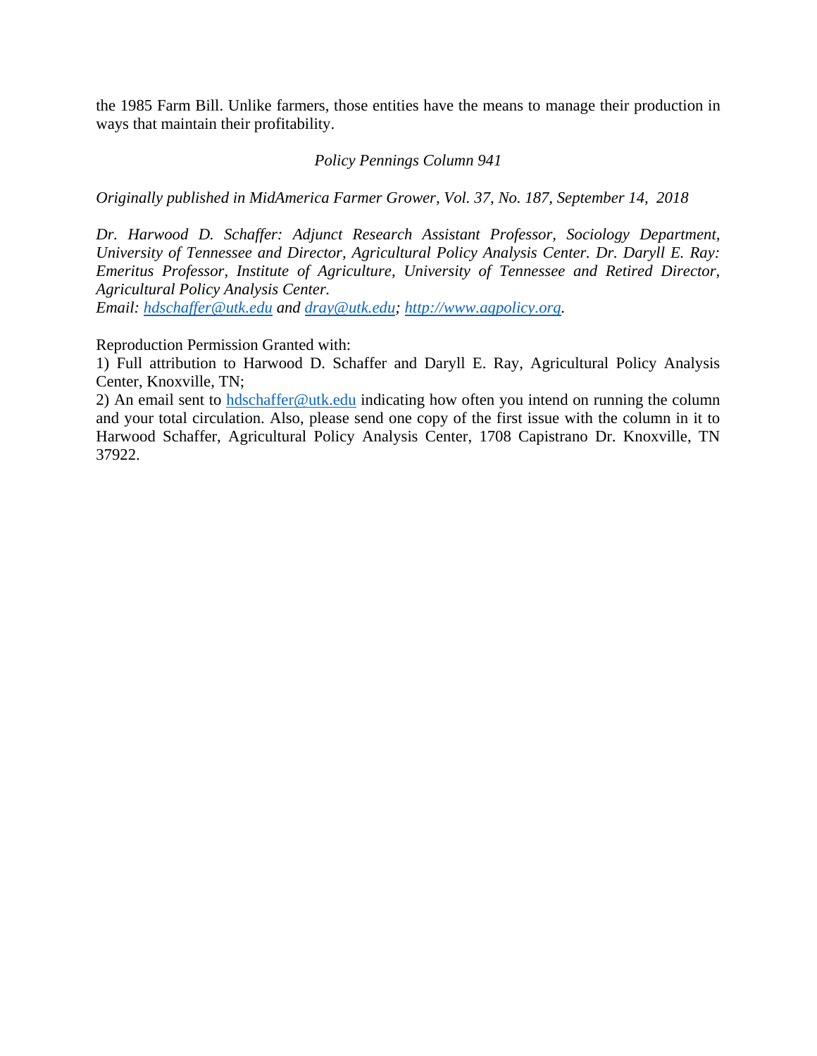the 1985 Farm Bill. Unlike farmers, those entities have the means to manage their production in ways that maintain their profitability.

*Policy Pennings Column 941*

*Originally published in MidAmerica Farmer Grower, Vol. 37, No. 187, September 14, 2018*

*Dr. Harwood D. Schaffer: Adjunct Research Assistant Professor, Sociology Department, University of Tennessee and Director, Agricultural Policy Analysis Center. Dr. Daryll E. Ray: Emeritus Professor, Institute of Agriculture, University of Tennessee and Retired Director, Agricultural Policy Analysis Center.*
*Email: hdschaffer@utk.edu and dray@utk.edu; http://www.agpolicy.org.*

Reproduction Permission Granted with:
1) Full attribution to Harwood D. Schaffer and Daryll E. Ray, Agricultural Policy Analysis Center, Knoxville, TN;
2) An email sent to hdschaffer@utk.edu indicating how often you intend on running the column and your total circulation. Also, please send one copy of the first issue with the column in it to Harwood Schaffer, Agricultural Policy Analysis Center, 1708 Capistrano Dr. Knoxville, TN 37922.